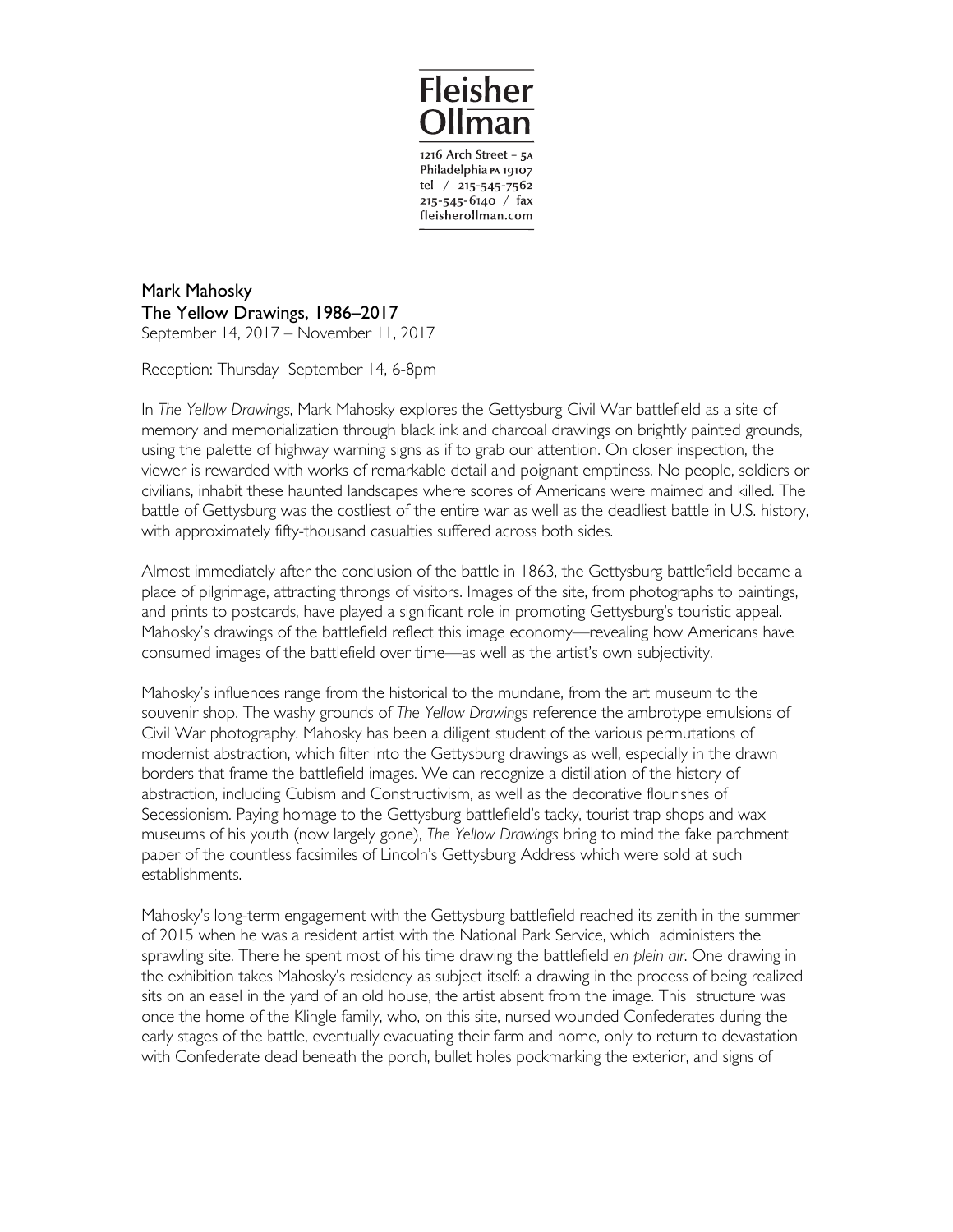**Fleisher Ollman**

1216 Arch Street – 5A
Philadelphia PA 19107
tel / 215-545-7562
215-545-6140 / fax
fleisherollman.com

## Mark Mahosky
## The Yellow Drawings, 1986–2017

September 14, 2017 – November 11, 2017

Reception: Thursday September 14, 6-8pm

In *The Yellow Drawings*, Mark Mahosky explores the Gettysburg Civil War battlefield as a site of memory and memorialization through black ink and charcoal drawings on brightly painted grounds, using the palette of highway warning signs as if to grab our attention. On closer inspection, the viewer is rewarded with works of remarkable detail and poignant emptiness. No people, soldiers or civilians, inhabit these haunted landscapes where scores of Americans were maimed and killed. The battle of Gettysburg was the costliest of the entire war as well as the deadliest battle in U.S. history, with approximately fifty-thousand casualties suffered across both sides.

Almost immediately after the conclusion of the battle in 1863, the Gettysburg battlefield became a place of pilgrimage, attracting throngs of visitors. Images of the site, from photographs to paintings, and prints to postcards, have played a significant role in promoting Gettysburg's touristic appeal. Mahosky's drawings of the battlefield reflect this image economy—revealing how Americans have consumed images of the battlefield over time—as well as the artist's own subjectivity.

Mahosky's influences range from the historical to the mundane, from the art museum to the souvenir shop. The washy grounds of *The Yellow Drawings* reference the ambrotype emulsions of Civil War photography. Mahosky has been a diligent student of the various permutations of modernist abstraction, which filter into the Gettysburg drawings as well, especially in the drawn borders that frame the battlefield images. We can recognize a distillation of the history of abstraction, including Cubism and Constructivism, as well as the decorative flourishes of Secessionism. Paying homage to the Gettysburg battlefield's tacky, tourist trap shops and wax museums of his youth (now largely gone), *The Yellow Drawings* bring to mind the fake parchment paper of the countless facsimiles of Lincoln's Gettysburg Address which were sold at such establishments.

Mahosky's long-term engagement with the Gettysburg battlefield reached its zenith in the summer of 2015 when he was a resident artist with the National Park Service, which administers the sprawling site. There he spent most of his time drawing the battlefield *en plein air*. One drawing in the exhibition takes Mahosky's residency as subject itself: a drawing in the process of being realized sits on an easel in the yard of an old house, the artist absent from the image. This structure was once the home of the Klingle family, who, on this site, nursed wounded Confederates during the early stages of the battle, eventually evacuating their farm and home, only to return to devastation with Confederate dead beneath the porch, bullet holes pockmarking the exterior, and signs of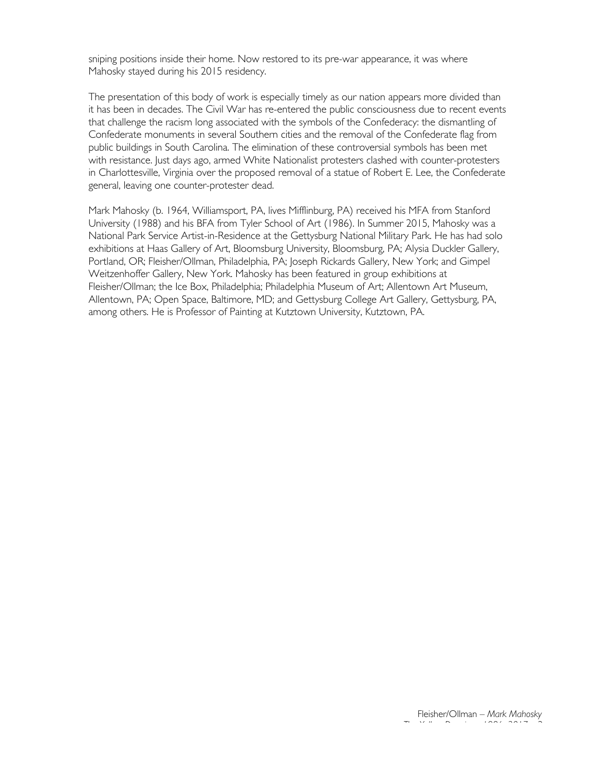sniping positions inside their home. Now restored to its pre-war appearance, it was where Mahosky stayed during his 2015 residency.

The presentation of this body of work is especially timely as our nation appears more divided than it has been in decades. The Civil War has re-entered the public consciousness due to recent events that challenge the racism long associated with the symbols of the Confederacy: the dismantling of Confederate monuments in several Southern cities and the removal of the Confederate flag from public buildings in South Carolina. The elimination of these controversial symbols has been met with resistance. Just days ago, armed White Nationalist protesters clashed with counter-protesters in Charlottesville, Virginia over the proposed removal of a statue of Robert E. Lee, the Confederate general, leaving one counter-protester dead.

Mark Mahosky (b. 1964, Williamsport, PA, lives Mifflinburg, PA) received his MFA from Stanford University (1988) and his BFA from Tyler School of Art (1986). In Summer 2015, Mahosky was a National Park Service Artist-in-Residence at the Gettysburg National Military Park. He has had solo exhibitions at Haas Gallery of Art, Bloomsburg University, Bloomsburg, PA; Alysia Duckler Gallery, Portland, OR; Fleisher/Ollman, Philadelphia, PA; Joseph Rickards Gallery, New York; and Gimpel Weitzenhoffer Gallery, New York. Mahosky has been featured in group exhibitions at Fleisher/Ollman; the Ice Box, Philadelphia; Philadelphia Museum of Art; Allentown Art Museum, Allentown, PA; Open Space, Baltimore, MD; and Gettysburg College Art Gallery, Gettysburg, PA, among others. He is Professor of Painting at Kutztown University, Kutztown, PA.